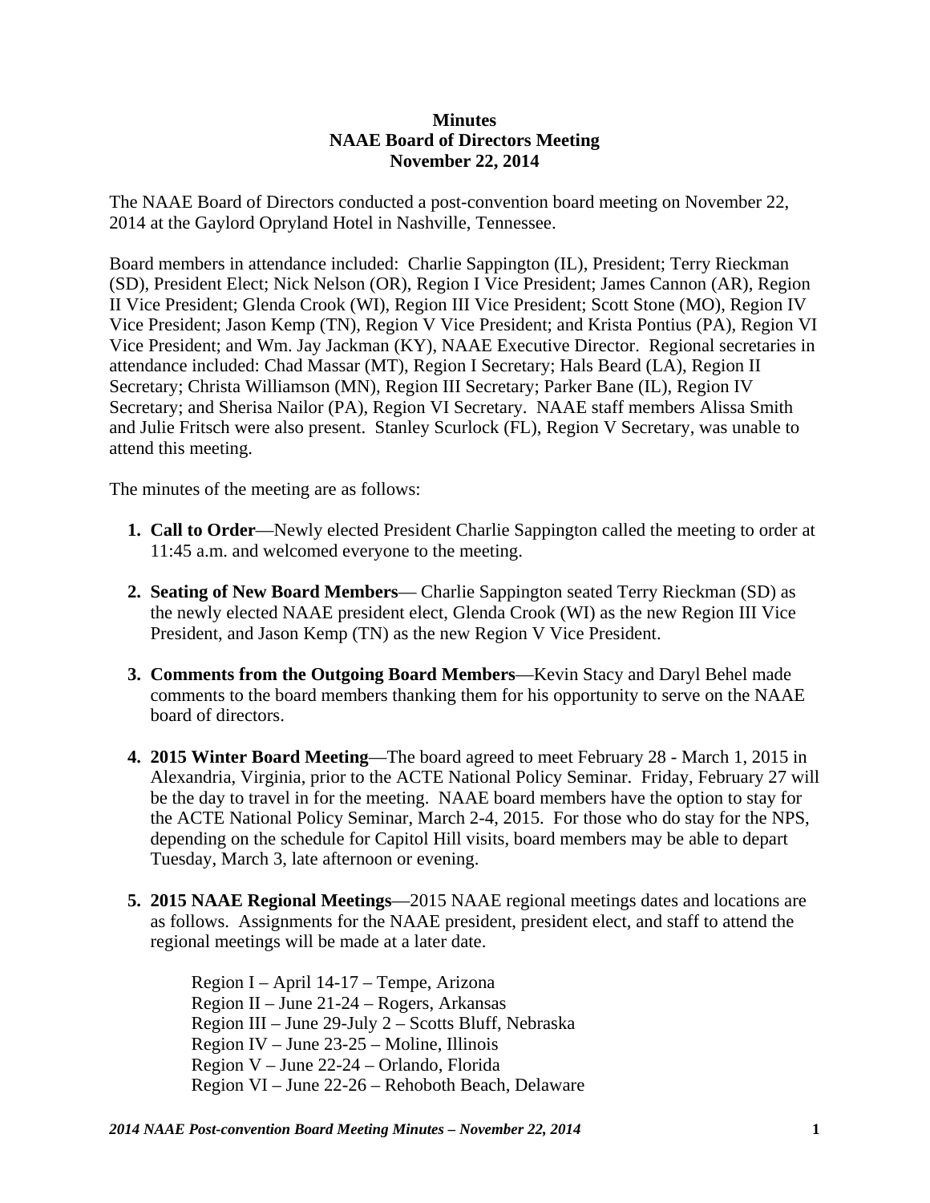**Minutes**
**NAAE Board of Directors Meeting**
**November 22, 2014**

The NAAE Board of Directors conducted a post-convention board meeting on November 22, 2014 at the Gaylord Opryland Hotel in Nashville, Tennessee.

Board members in attendance included: Charlie Sappington (IL), President; Terry Rieckman (SD), President Elect; Nick Nelson (OR), Region I Vice President; James Cannon (AR), Region II Vice President; Glenda Crook (WI), Region III Vice President; Scott Stone (MO), Region IV Vice President; Jason Kemp (TN), Region V Vice President; and Krista Pontius (PA), Region VI Vice President; and Wm. Jay Jackman (KY), NAAE Executive Director. Regional secretaries in attendance included: Chad Massar (MT), Region I Secretary; Hals Beard (LA), Region II Secretary; Christa Williamson (MN), Region III Secretary; Parker Bane (IL), Region IV Secretary; and Sherisa Nailor (PA), Region VI Secretary. NAAE staff members Alissa Smith and Julie Fritsch were also present. Stanley Scurlock (FL), Region V Secretary, was unable to attend this meeting.

The minutes of the meeting are as follows:

1. **Call to Order**—Newly elected President Charlie Sappington called the meeting to order at 11:45 a.m. and welcomed everyone to the meeting.

2. **Seating of New Board Members**— Charlie Sappington seated Terry Rieckman (SD) as the newly elected NAAE president elect, Glenda Crook (WI) as the new Region III Vice President, and Jason Kemp (TN) as the new Region V Vice President.

3. **Comments from the Outgoing Board Members**—Kevin Stacy and Daryl Behel made comments to the board members thanking them for his opportunity to serve on the NAAE board of directors.

4. **2015 Winter Board Meeting**—The board agreed to meet February 28 - March 1, 2015 in Alexandria, Virginia, prior to the ACTE National Policy Seminar. Friday, February 27 will be the day to travel in for the meeting. NAAE board members have the option to stay for the ACTE National Policy Seminar, March 2-4, 2015. For those who do stay for the NPS, depending on the schedule for Capitol Hill visits, board members may be able to depart Tuesday, March 3, late afternoon or evening.

5. **2015 NAAE Regional Meetings**—2015 NAAE regional meetings dates and locations are as follows. Assignments for the NAAE president, president elect, and staff to attend the regional meetings will be made at a later date.

   Region I – April 14-17 – Tempe, Arizona
   Region II – June 21-24 – Rogers, Arkansas
   Region III – June 29-July 2 – Scotts Bluff, Nebraska
   Region IV – June 23-25 – Moline, Illinois
   Region V – June 22-24 – Orlando, Florida
   Region VI – June 22-26 – Rehoboth Beach, Delaware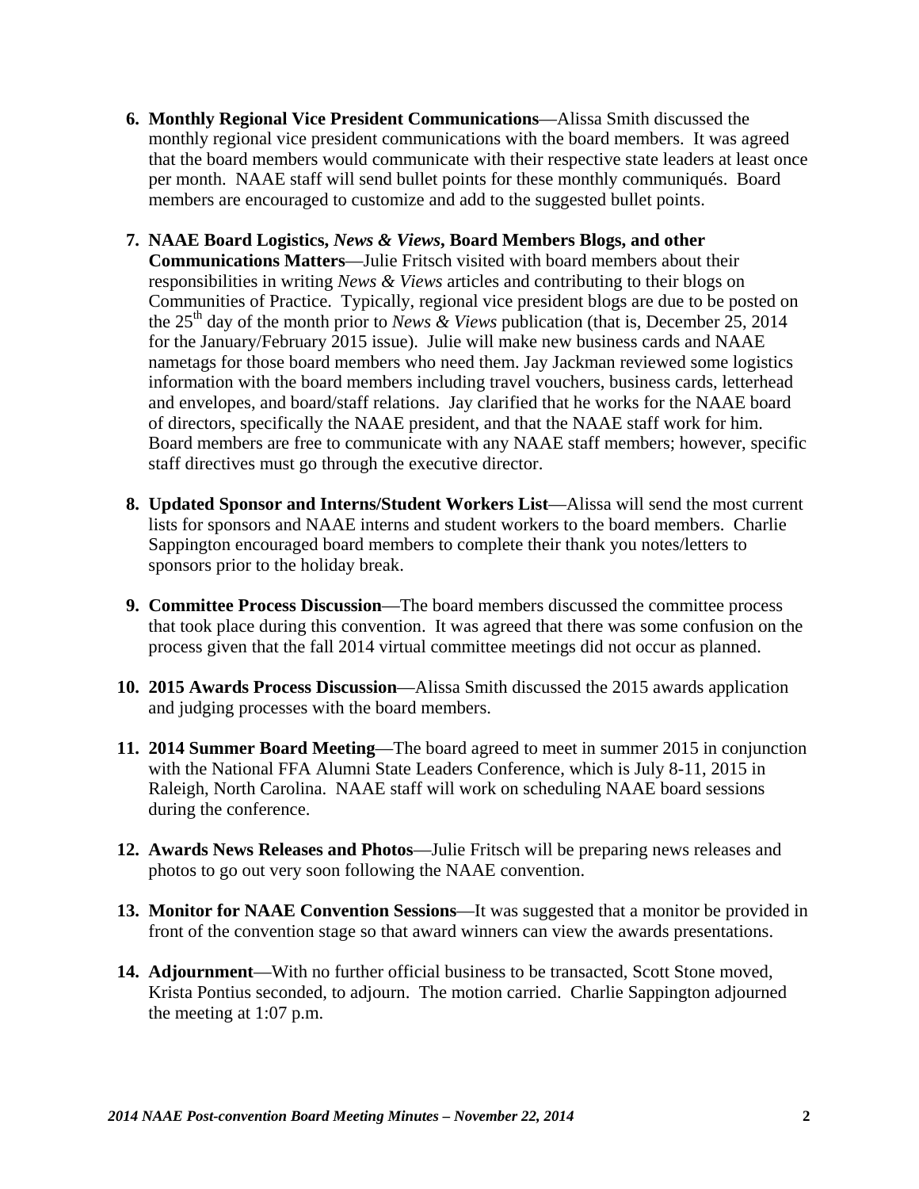6. **Monthly Regional Vice President Communications**—Alissa Smith discussed the monthly regional vice president communications with the board members. It was agreed that the board members would communicate with their respective state leaders at least once per month. NAAE staff will send bullet points for these monthly communiqués. Board members are encouraged to customize and add to the suggested bullet points.

7. **NAAE Board Logistics, *News & Views*, Board Members Blogs, and other Communications Matters**—Julie Fritsch visited with board members about their responsibilities in writing *News & Views* articles and contributing to their blogs on Communities of Practice. Typically, regional vice president blogs are due to be posted on the 25th day of the month prior to *News & Views* publication (that is, December 25, 2014 for the January/February 2015 issue). Julie will make new business cards and NAAE nametags for those board members who need them. Jay Jackman reviewed some logistics information with the board members including travel vouchers, business cards, letterhead and envelopes, and board/staff relations. Jay clarified that he works for the NAAE board of directors, specifically the NAAE president, and that the NAAE staff work for him. Board members are free to communicate with any NAAE staff members; however, specific staff directives must go through the executive director.

8. **Updated Sponsor and Interns/Student Workers List**—Alissa will send the most current lists for sponsors and NAAE interns and student workers to the board members. Charlie Sappington encouraged board members to complete their thank you notes/letters to sponsors prior to the holiday break.

9. **Committee Process Discussion**—The board members discussed the committee process that took place during this convention. It was agreed that there was some confusion on the process given that the fall 2014 virtual committee meetings did not occur as planned.

10. **2015 Awards Process Discussion**—Alissa Smith discussed the 2015 awards application and judging processes with the board members.

11. **2014 Summer Board Meeting**—The board agreed to meet in summer 2015 in conjunction with the National FFA Alumni State Leaders Conference, which is July 8-11, 2015 in Raleigh, North Carolina. NAAE staff will work on scheduling NAAE board sessions during the conference.

12. **Awards News Releases and Photos**—Julie Fritsch will be preparing news releases and photos to go out very soon following the NAAE convention.

13. **Monitor for NAAE Convention Sessions**—It was suggested that a monitor be provided in front of the convention stage so that award winners can view the awards presentations.

14. **Adjournment**—With no further official business to be transacted, Scott Stone moved, Krista Pontius seconded, to adjourn. The motion carried. Charlie Sappington adjourned the meeting at 1:07 p.m.